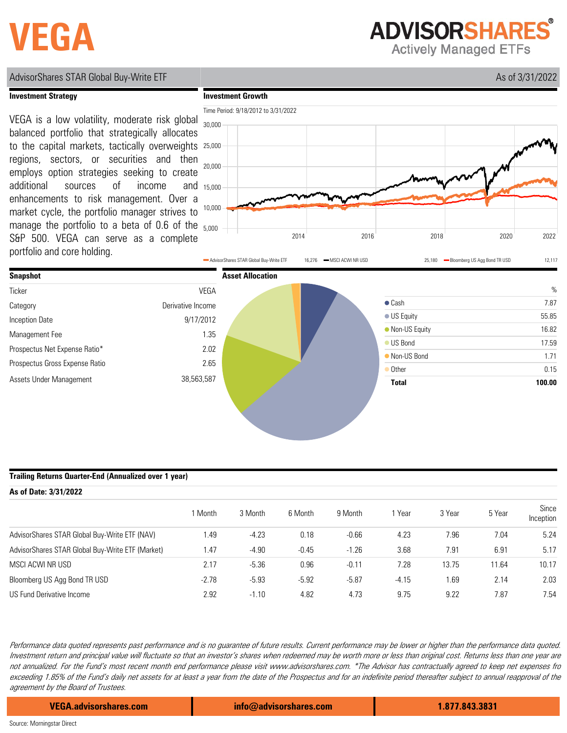# VEGA

**ADVISORSHARES®**
Actively Managed ETFs

AdvisorShares STAR Global Buy-Write ETF — As of 3/31/2022

## Investment Strategy

VEGA is a low volatility, moderate risk global balanced portfolio that strategically allocates to the capital markets, tactically overweights regions, sectors, or securities and then employs option strategies seeking to create additional sources of income and enhancements to risk management. Over a market cycle, the portfolio manager strives to manage the portfolio to a beta of 0.6 of the S&P 500. VEGA can serve as a complete portfolio and core holding.

## Investment Growth

Time Period: 9/18/2012 to 3/31/2022

| Series | Value |
|---|---|
| AdvisorShares STAR Global Buy-Write ETF | 16,276 |
| MSCI ACWI NR USD | 25,180 |
| Bloomberg US Agg Bond TR USD | 12,117 |

## Snapshot

| | |
|---|---|
| Ticker | VEGA |
| Category | Derivative Income |
| Inception Date | 9/17/2012 |
| Management Fee | 1.35 |
| Prospectus Net Expense Ratio* | 2.02 |
| Prospectus Gross Expense Ratio | 2.65 |
| Assets Under Management | 38,563,587 |

## Asset Allocation

| | % |
|---|---|
| Cash | 7.87 |
| US Equity | 55.85 |
| Non-US Equity | 16.82 |
| US Bond | 17.59 |
| Non-US Bond | 1.71 |
| Other | 0.15 |
| **Total** | **100.00** |

## Trailing Returns Quarter-End (Annualized over 1 year)

**As of Date: 3/31/2022**

| | 1 Month | 3 Month | 6 Month | 9 Month | 1 Year | 3 Year | 5 Year | Since Inception |
|---|---|---|---|---|---|---|---|---|
| AdvisorShares STAR Global Buy-Write ETF (NAV) | 1.49 | -4.23 | 0.18 | -0.66 | 4.23 | 7.96 | 7.04 | 5.24 |
| AdvisorShares STAR Global Buy-Write ETF (Market) | 1.47 | -4.90 | -0.45 | -1.26 | 3.68 | 7.91 | 6.91 | 5.17 |
| MSCI ACWI NR USD | 2.17 | -5.36 | 0.96 | -0.11 | 7.28 | 13.75 | 11.64 | 10.17 |
| Bloomberg US Agg Bond TR USD | -2.78 | -5.93 | -5.92 | -5.87 | -4.15 | 1.69 | 2.14 | 2.03 |
| US Fund Derivative Income | 2.92 | -1.10 | 4.82 | 4.73 | 9.75 | 9.22 | 7.87 | 7.54 |

*Performance data quoted represents past performance and is no guarantee of future results. Current performance may be lower or higher than the performance data quoted. Investment return and principal value will fluctuate so that an investor's shares when redeemed may be worth more or less than original cost. Returns less than one year are not annualized. For the Fund's most recent month end performance please visit www.advisorshares.com. *The Advisor has contractually agreed to keep net expenses fro exceeding 1.85% of the Fund's daily net assets for at least a year from the date of the Prospectus and for an indefinite period thereafter subject to annual reapproval of the agreement by the Board of Trustees.*

**VEGA.advisorshares.com** | **info@advisorshares.com** | **1.877.843.3831**

Source: Morningstar Direct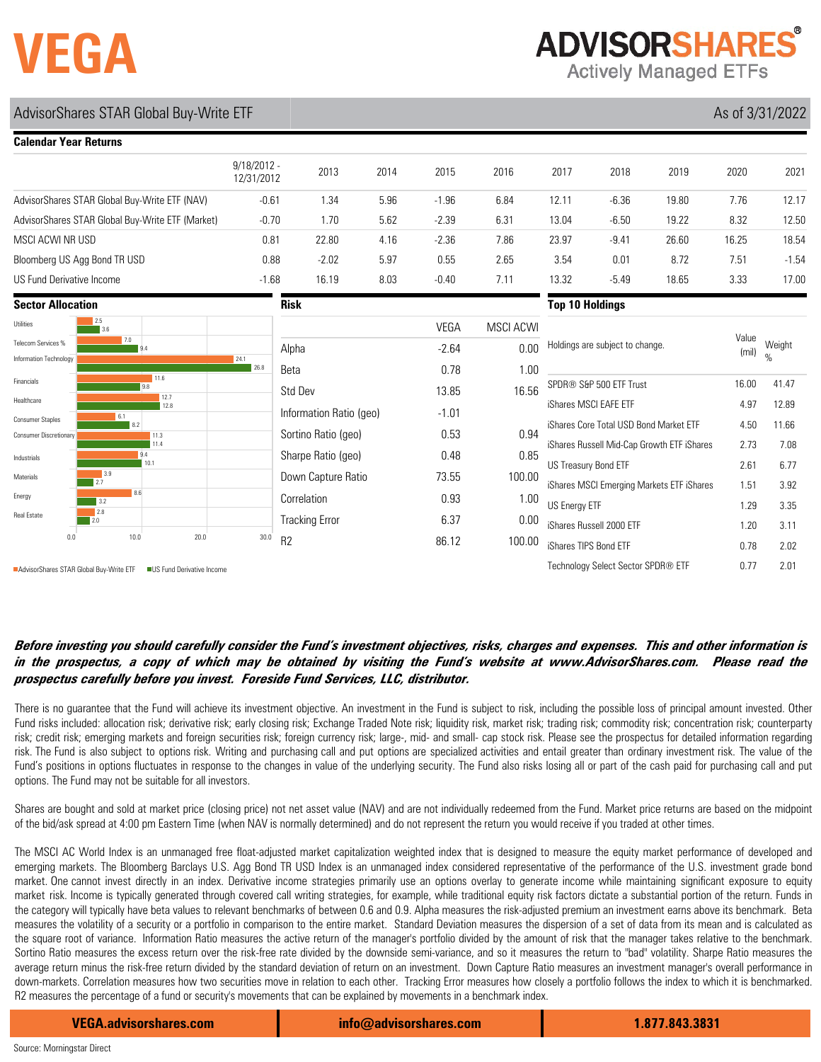# VEGA

**ADVISORSHARES**
Actively Managed ETFs

## AdvisorShares STAR Global Buy-Write ETF

As of 3/31/2022

### Calendar Year Returns

| | 9/18/2012 - 12/31/2012 | 2013 | 2014 | 2015 | 2016 | 2017 | 2018 | 2019 | 2020 | 2021 |
|---|---|---|---|---|---|---|---|---|---|---|
| AdvisorShares STAR Global Buy-Write ETF (NAV) | -0.61 | 1.34 | 5.96 | -1.96 | 6.84 | 12.11 | -6.36 | 19.80 | 7.76 | 12.17 |
| AdvisorShares STAR Global Buy-Write ETF (Market) | -0.70 | 1.70 | 5.62 | -2.39 | 6.31 | 13.04 | -6.50 | 19.22 | 8.32 | 12.50 |
| MSCI ACWI NR USD | 0.81 | 22.80 | 4.16 | -2.36 | 7.86 | 23.97 | -9.41 | 26.60 | 16.25 | 18.54 |
| Bloomberg US Agg Bond TR USD | 0.88 | -2.02 | 5.97 | 0.55 | 2.65 | 3.54 | 0.01 | 8.72 | 7.51 | -1.54 |
| US Fund Derivative Income | -1.68 | 16.19 | 8.03 | -0.40 | 7.11 | 13.32 | -5.49 | 18.65 | 3.33 | 17.00 |

### Sector Allocation

Utilities 2.5 3.6
Telecom Services % 7.0 9.4
Information Technology 24.1 26.8
Financials 11.6 9.8
Healthcare 12.7 12.8
Consumer Staples 6.1 8.2
Consumer Discretionary 11.3 11.4
Industrials 9.4 10.1
Materials 3.9 2.7
Energy 8.6 3.2
Real Estate 2.8 2.0

0.0 10.0 20.0 30.0

AdvisorShares STAR Global Buy-Write ETF  US Fund Derivative Income

### Risk

| | VEGA | MSCI ACWI |
|---|---|---|
| Alpha | -2.64 | 0.00 |
| Beta | 0.78 | 1.00 |
| Std Dev | 13.85 | 16.56 |
| Information Ratio (geo) | -1.01 | |
| Sortino Ratio (geo) | 0.53 | 0.94 |
| Sharpe Ratio (geo) | 0.48 | 0.85 |
| Down Capture Ratio | 73.55 | 100.00 |
| Correlation | 0.93 | 1.00 |
| Tracking Error | 6.37 | 0.00 |
| R2 | 86.12 | 100.00 |

### Top 10 Holdings

| Holdings are subject to change. | Value (mil) | Weight % |
|---|---|---|
| SPDR® S&P 500 ETF Trust | 16.00 | 41.47 |
| iShares MSCI EAFE ETF | 4.97 | 12.89 |
| iShares Core Total USD Bond Market ETF | 4.50 | 11.66 |
| iShares Russell Mid-Cap Growth ETF iShares | 2.73 | 7.08 |
| US Treasury Bond ETF | 2.61 | 6.77 |
| iShares MSCI Emerging Markets ETF iShares | 1.51 | 3.92 |
| US Energy ETF | 1.29 | 3.35 |
| iShares Russell 2000 ETF | 1.20 | 3.11 |
| iShares TIPS Bond ETF | 0.78 | 2.02 |
| Technology Select Sector SPDR® ETF | 0.77 | 2.01 |

***Before investing you should carefully consider the Fund's investment objectives, risks, charges and expenses. This and other information is in the prospectus, a copy of which may be obtained by visiting the Fund's website at www.AdvisorShares.com. Please read the prospectus carefully before you invest. Foreside Fund Services, LLC, distributor.***

There is no guarantee that the Fund will achieve its investment objective. An investment in the Fund is subject to risk, including the possible loss of principal amount invested. Other Fund risks included: allocation risk; derivative risk; early closing risk; Exchange Traded Note risk; liquidity risk, market risk; trading risk; commodity risk; concentration risk; counterparty risk; credit risk; emerging markets and foreign securities risk; foreign currency risk; large-, mid- and small- cap stock risk. Please see the prospectus for detailed information regarding risk. The Fund is also subject to options risk. Writing and purchasing call and put options are specialized activities and entail greater than ordinary investment risk. The value of the Fund's positions in options fluctuates in response to the changes in value of the underlying security. The Fund also risks losing all or part of the cash paid for purchasing call and put options. The Fund may not be suitable for all investors.

Shares are bought and sold at market price (closing price) not net asset value (NAV) and are not individually redeemed from the Fund. Market price returns are based on the midpoint of the bid/ask spread at 4:00 pm Eastern Time (when NAV is normally determined) and do not represent the return you would receive if you traded at other times.

The MSCI AC World Index is an unmanaged free float-adjusted market capitalization weighted index that is designed to measure the equity market performance of developed and emerging markets. The Bloomberg Barclays U.S. Agg Bond TR USD Index is an unmanaged index considered representative of the performance of the U.S. investment grade bond market. One cannot invest directly in an index. Derivative income strategies primarily use an options overlay to generate income while maintaining significant exposure to equity market risk. Income is typically generated through covered call writing strategies, for example, while traditional equity risk factors dictate a substantial portion of the return. Funds in the category will typically have beta values to relevant benchmarks of between 0.6 and 0.9. Alpha measures the risk-adjusted premium an investment earns above its benchmark. Beta measures the volatility of a security or a portfolio in comparison to the entire market. Standard Deviation measures the dispersion of a set of data from its mean and is calculated as the square root of variance. Information Ratio measures the active return of the manager's portfolio divided by the amount of risk that the manager takes relative to the benchmark. Sortino Ratio measures the excess return over the risk-free rate divided by the downside semi-variance, and so it measures the return to "bad" volatility. Sharpe Ratio measures the average return minus the risk-free return divided by the standard deviation of return on an investment. Down Capture Ratio measures an investment manager's overall performance in down-markets. Correlation measures how two securities move in relation to each other. Tracking Error measures how closely a portfolio follows the index to which it is benchmarked. R2 measures the percentage of a fund or security's movements that can be explained by movements in a benchmark index.

**VEGA.advisorshares.com** | **info@advisorshares.com** | **1.877.843.3831**

Source: Morningstar Direct